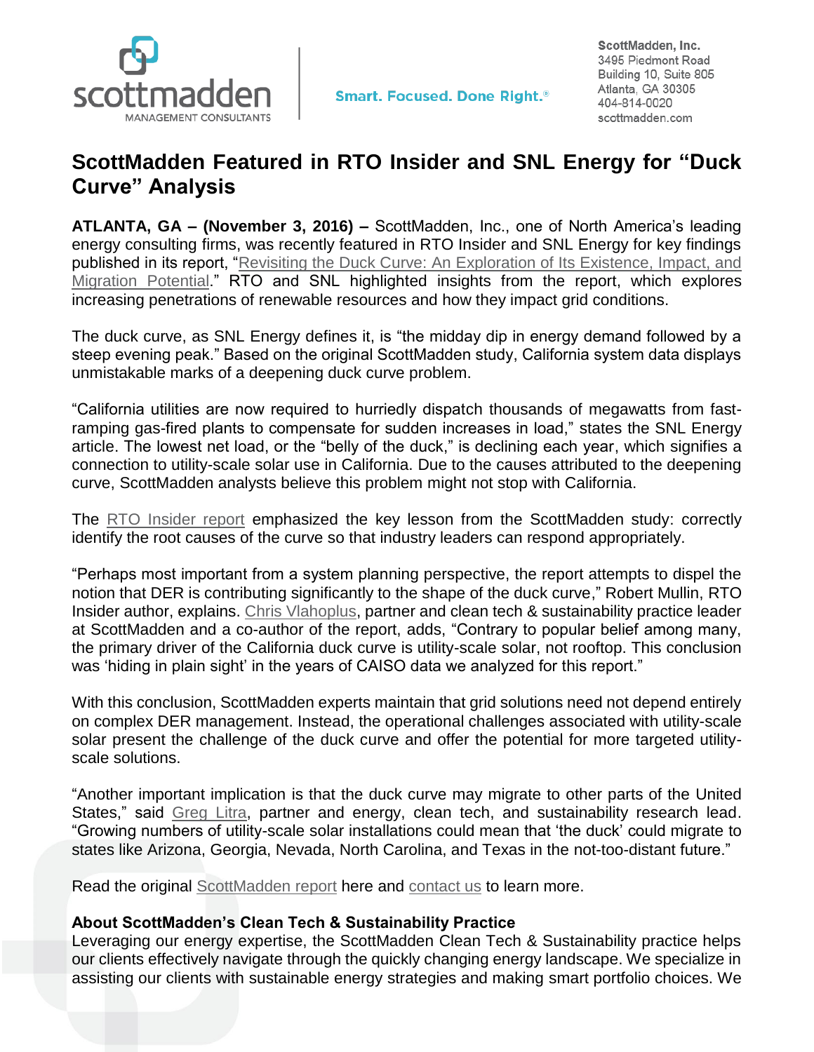ScottMadden, Inc.
3495 Piedmont Road
Building 10, Suite 805
Atlanta, GA 30305
404-814-0020
scottmadden.com

Smart. Focused. Done Right.®

# ScottMadden Featured in RTO Insider and SNL Energy for "Duck Curve" Analysis

**ATLANTA, GA – (November 3, 2016) –** ScottMadden, Inc., one of North America's leading energy consulting firms, was recently featured in RTO Insider and SNL Energy for key findings published in its report, "Revisiting the Duck Curve: An Exploration of Its Existence, Impact, and Migration Potential." RTO and SNL highlighted insights from the report, which explores increasing penetrations of renewable resources and how they impact grid conditions.

The duck curve, as SNL Energy defines it, is "the midday dip in energy demand followed by a steep evening peak." Based on the original ScottMadden study, California system data displays unmistakable marks of a deepening duck curve problem.

"California utilities are now required to hurriedly dispatch thousands of megawatts from fast-ramping gas-fired plants to compensate for sudden increases in load," states the SNL Energy article. The lowest net load, or the "belly of the duck," is declining each year, which signifies a connection to utility-scale solar use in California. Due to the causes attributed to the deepening curve, ScottMadden analysts believe this problem might not stop with California.

The RTO Insider report emphasized the key lesson from the ScottMadden study: correctly identify the root causes of the curve so that industry leaders can respond appropriately.

"Perhaps most important from a system planning perspective, the report attempts to dispel the notion that DER is contributing significantly to the shape of the duck curve," Robert Mullin, RTO Insider author, explains. Chris Vlahoplus, partner and clean tech & sustainability practice leader at ScottMadden and a co-author of the report, adds, "Contrary to popular belief among many, the primary driver of the California duck curve is utility-scale solar, not rooftop. This conclusion was 'hiding in plain sight' in the years of CAISO data we analyzed for this report."

With this conclusion, ScottMadden experts maintain that grid solutions need not depend entirely on complex DER management. Instead, the operational challenges associated with utility-scale solar present the challenge of the duck curve and offer the potential for more targeted utility-scale solutions.

"Another important implication is that the duck curve may migrate to other parts of the United States," said Greg Litra, partner and energy, clean tech, and sustainability research lead. "Growing numbers of utility-scale solar installations could mean that 'the duck' could migrate to states like Arizona, Georgia, Nevada, North Carolina, and Texas in the not-too-distant future."

Read the original ScottMadden report here and contact us to learn more.

**About ScottMadden's Clean Tech & Sustainability Practice**
Leveraging our energy expertise, the ScottMadden Clean Tech & Sustainability practice helps our clients effectively navigate through the quickly changing energy landscape. We specialize in assisting our clients with sustainable energy strategies and making smart portfolio choices. We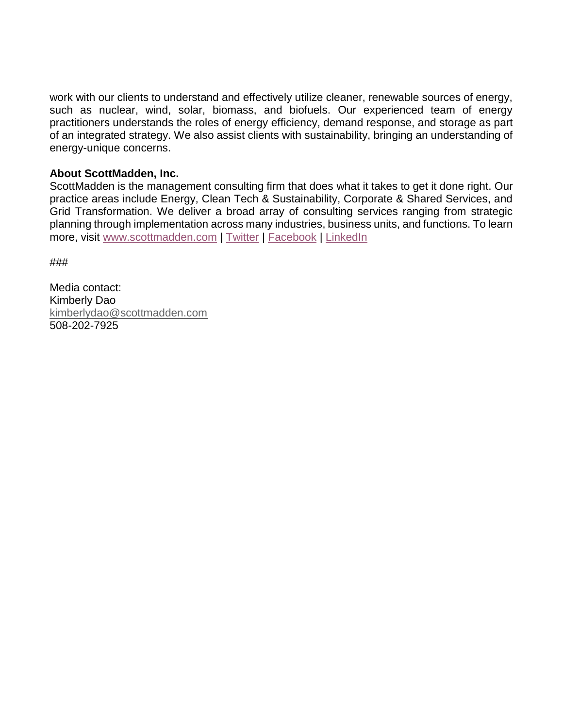work with our clients to understand and effectively utilize cleaner, renewable sources of energy, such as nuclear, wind, solar, biomass, and biofuels. Our experienced team of energy practitioners understands the roles of energy efficiency, demand response, and storage as part of an integrated strategy. We also assist clients with sustainability, bringing an understanding of energy-unique concerns.

**About ScottMadden, Inc.**
ScottMadden is the management consulting firm that does what it takes to get it done right. Our practice areas include Energy, Clean Tech & Sustainability, Corporate & Shared Services, and Grid Transformation. We deliver a broad array of consulting services ranging from strategic planning through implementation across many industries, business units, and functions. To learn more, visit www.scottmadden.com | Twitter | Facebook | LinkedIn

###

Media contact:
Kimberly Dao
kimberlydao@scottmadden.com
508-202-7925